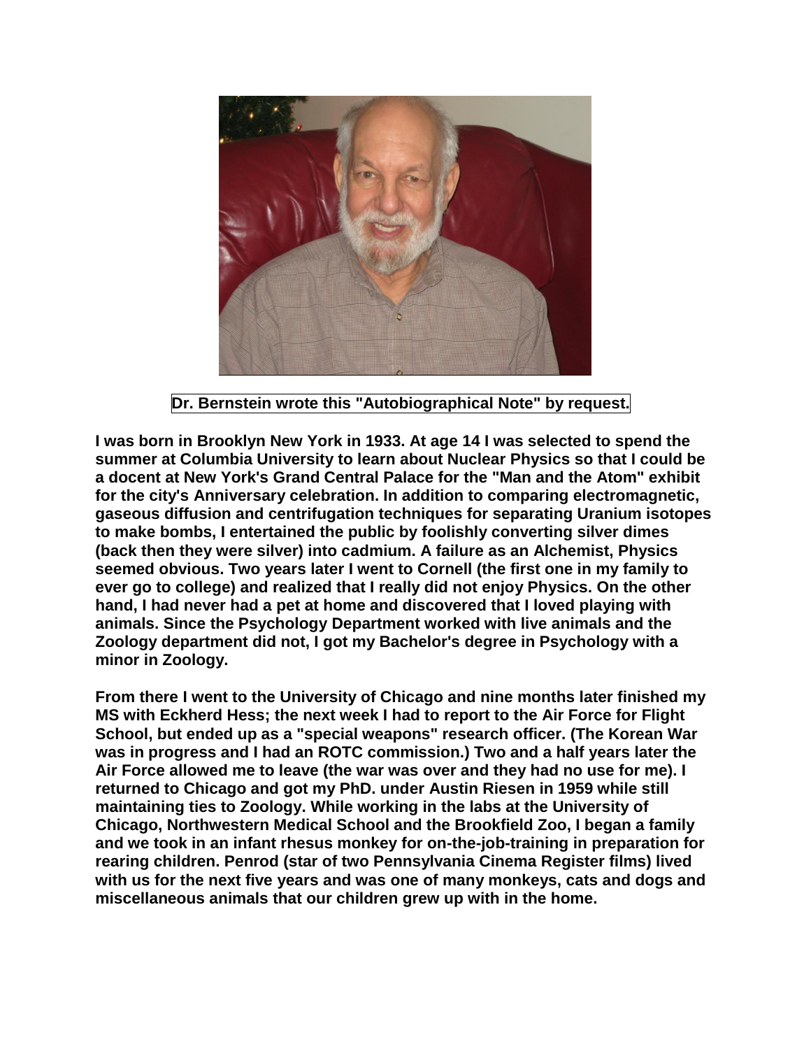**Dr. Bernstein wrote this "Autobiographical Note" by request.**

**I was born in Brooklyn New York in 1933. At age 14 I was selected to spend the summer at Columbia University to learn about Nuclear Physics so that I could be a docent at New York's Grand Central Palace for the "Man and the Atom" exhibit for the city's Anniversary celebration. In addition to comparing electromagnetic, gaseous diffusion and centrifugation techniques for separating Uranium isotopes to make bombs, I entertained the public by foolishly converting silver dimes (back then they were silver) into cadmium. A failure as an Alchemist, Physics seemed obvious. Two years later I went to Cornell (the first one in my family to ever go to college) and realized that I really did not enjoy Physics. On the other hand, I had never had a pet at home and discovered that I loved playing with animals. Since the Psychology Department worked with live animals and the Zoology department did not, I got my Bachelor's degree in Psychology with a minor in Zoology.**

**From there I went to the University of Chicago and nine months later finished my MS with Eckherd Hess; the next week I had to report to the Air Force for Flight School, but ended up as a "special weapons" research officer. (The Korean War was in progress and I had an ROTC commission.) Two and a half years later the Air Force allowed me to leave (the war was over and they had no use for me). I returned to Chicago and got my PhD. under Austin Riesen in 1959 while still maintaining ties to Zoology. While working in the labs at the University of Chicago, Northwestern Medical School and the Brookfield Zoo, I began a family and we took in an infant rhesus monkey for on-the-job-training in preparation for rearing children. Penrod (star of two Pennsylvania Cinema Register films) lived with us for the next five years and was one of many monkeys, cats and dogs and miscellaneous animals that our children grew up with in the home.**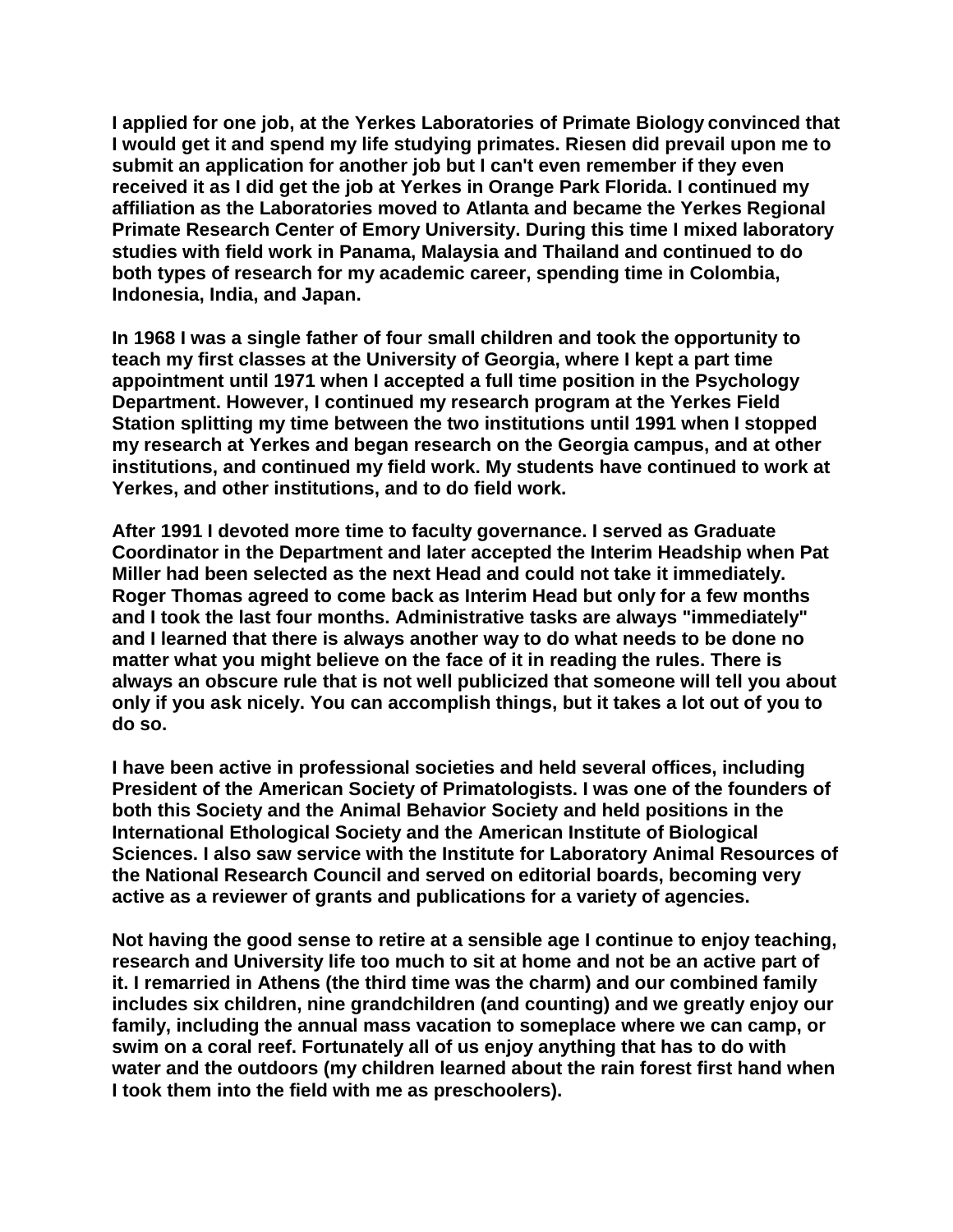**I applied for one job, at the Yerkes Laboratories of Primate Biology convinced that I would get it and spend my life studying primates. Riesen did prevail upon me to submit an application for another job but I can't even remember if they even received it as I did get the job at Yerkes in Orange Park Florida. I continued my affiliation as the Laboratories moved to Atlanta and became the Yerkes Regional Primate Research Center of Emory University. During this time I mixed laboratory studies with field work in Panama, Malaysia and Thailand and continued to do both types of research for my academic career, spending time in Colombia, Indonesia, India, and Japan.**

**In 1968 I was a single father of four small children and took the opportunity to teach my first classes at the University of Georgia, where I kept a part time appointment until 1971 when I accepted a full time position in the Psychology Department. However, I continued my research program at the Yerkes Field Station splitting my time between the two institutions until 1991 when I stopped my research at Yerkes and began research on the Georgia campus, and at other institutions, and continued my field work. My students have continued to work at Yerkes, and other institutions, and to do field work.**

**After 1991 I devoted more time to faculty governance. I served as Graduate Coordinator in the Department and later accepted the Interim Headship when Pat Miller had been selected as the next Head and could not take it immediately. Roger Thomas agreed to come back as Interim Head but only for a few months and I took the last four months. Administrative tasks are always "immediately" and I learned that there is always another way to do what needs to be done no matter what you might believe on the face of it in reading the rules. There is always an obscure rule that is not well publicized that someone will tell you about only if you ask nicely. You can accomplish things, but it takes a lot out of you to do so.**

**I have been active in professional societies and held several offices, including President of the American Society of Primatologists. I was one of the founders of both this Society and the Animal Behavior Society and held positions in the International Ethological Society and the American Institute of Biological Sciences. I also saw service with the Institute for Laboratory Animal Resources of the National Research Council and served on editorial boards, becoming very active as a reviewer of grants and publications for a variety of agencies.**

**Not having the good sense to retire at a sensible age I continue to enjoy teaching, research and University life too much to sit at home and not be an active part of it. I remarried in Athens (the third time was the charm) and our combined family includes six children, nine grandchildren (and counting) and we greatly enjoy our family, including the annual mass vacation to someplace where we can camp, or swim on a coral reef. Fortunately all of us enjoy anything that has to do with water and the outdoors (my children learned about the rain forest first hand when I took them into the field with me as preschoolers).**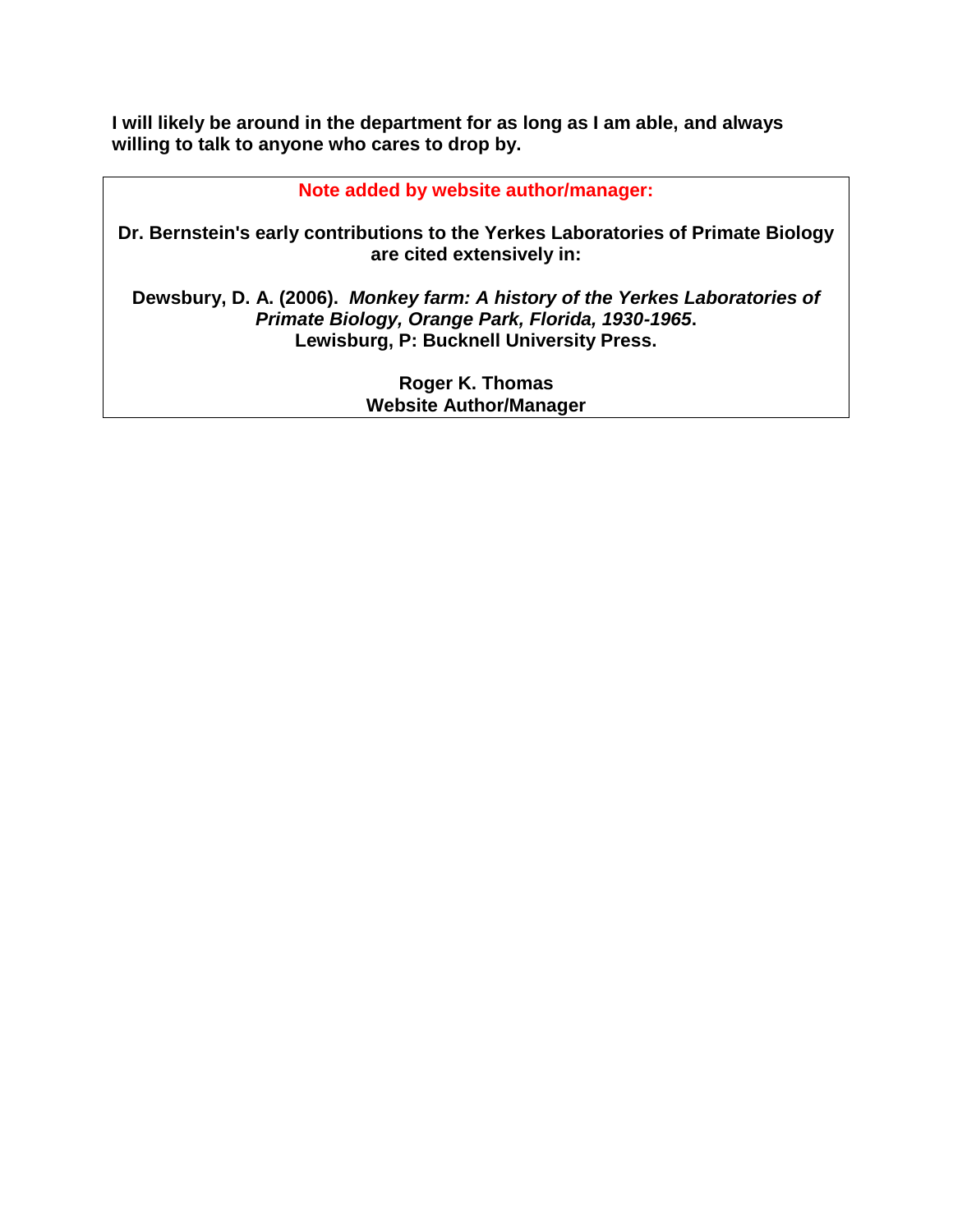**I will likely be around in the department for as long as I am able, and always willing to talk to anyone who cares to drop by.**

**Note added by website author/manager:**

**Dr. Bernstein's early contributions to the Yerkes Laboratories of Primate Biology are cited extensively in:**

**Dewsbury, D. A. (2006).** ***Monkey farm: A history of the Yerkes Laboratories of Primate Biology, Orange Park, Florida, 1930-1965*****.**
**Lewisburg, P: Bucknell University Press.**

**Roger K. Thomas**
**Website Author/Manager**